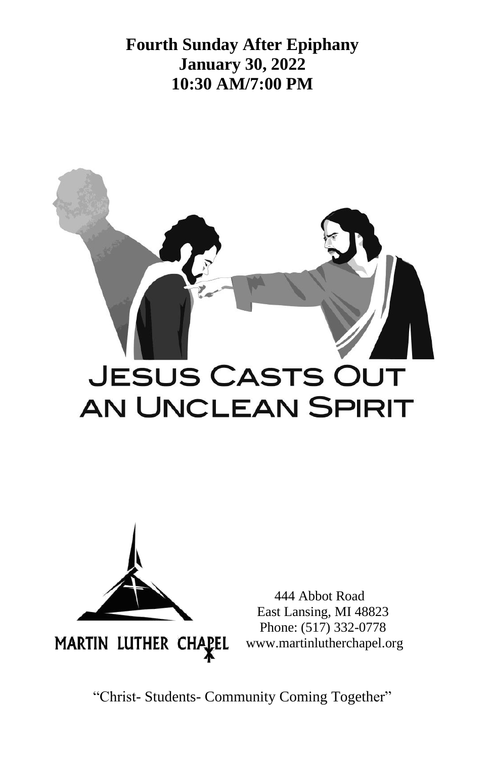**Fourth Sunday After Epiphany**
**January 30, 2022**
**10:30 AM/7:00 PM**

# JESUS CASTS OUT AN UNCLEAN SPIRIT

MARTIN LUTHER CHAPEL

444 Abbot Road
East Lansing, MI 48823
Phone: (517) 332-0778
www.martinlutherchapel.org

"Christ- Students- Community Coming Together"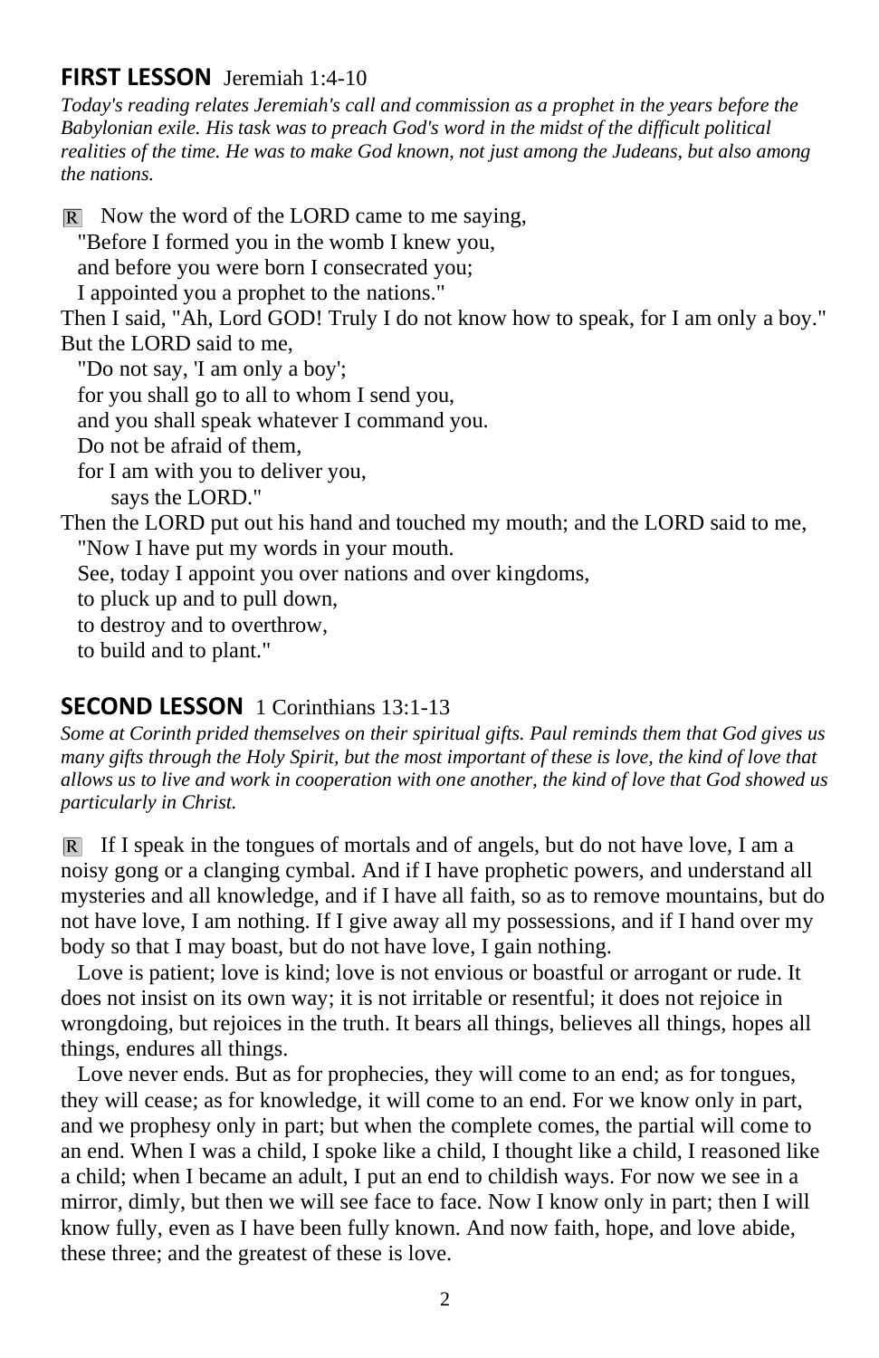## FIRST LESSON Jeremiah 1:4-10

*Today's reading relates Jeremiah's call and commission as a prophet in the years before the Babylonian exile. His task was to preach God's word in the midst of the difficult political realities of the time. He was to make God known, not just among the Judeans, but also among the nations.*

R Now the word of the LORD came to me saying,
"Before I formed you in the womb I knew you,
and before you were born I consecrated you;
I appointed you a prophet to the nations."
Then I said, "Ah, Lord GOD! Truly I do not know how to speak, for I am only a boy."
But the LORD said to me,
"Do not say, 'I am only a boy';
for you shall go to all to whom I send you,
and you shall speak whatever I command you.
Do not be afraid of them,
for I am with you to deliver you,
says the LORD."
Then the LORD put out his hand and touched my mouth; and the LORD said to me,
"Now I have put my words in your mouth.
See, today I appoint you over nations and over kingdoms,
to pluck up and to pull down,
to destroy and to overthrow,
to build and to plant."

## SECOND LESSON 1 Corinthians 13:1-13

*Some at Corinth prided themselves on their spiritual gifts. Paul reminds them that God gives us many gifts through the Holy Spirit, but the most important of these is love, the kind of love that allows us to live and work in cooperation with one another, the kind of love that God showed us particularly in Christ.*

R If I speak in the tongues of mortals and of angels, but do not have love, I am a noisy gong or a clanging cymbal. And if I have prophetic powers, and understand all mysteries and all knowledge, and if I have all faith, so as to remove mountains, but do not have love, I am nothing. If I give away all my possessions, and if I hand over my body so that I may boast, but do not have love, I gain nothing.

Love is patient; love is kind; love is not envious or boastful or arrogant or rude. It does not insist on its own way; it is not irritable or resentful; it does not rejoice in wrongdoing, but rejoices in the truth. It bears all things, believes all things, hopes all things, endures all things.

Love never ends. But as for prophecies, they will come to an end; as for tongues, they will cease; as for knowledge, it will come to an end. For we know only in part, and we prophesy only in part; but when the complete comes, the partial will come to an end. When I was a child, I spoke like a child, I thought like a child, I reasoned like a child; when I became an adult, I put an end to childish ways. For now we see in a mirror, dimly, but then we will see face to face. Now I know only in part; then I will know fully, even as I have been fully known. And now faith, hope, and love abide, these three; and the greatest of these is love.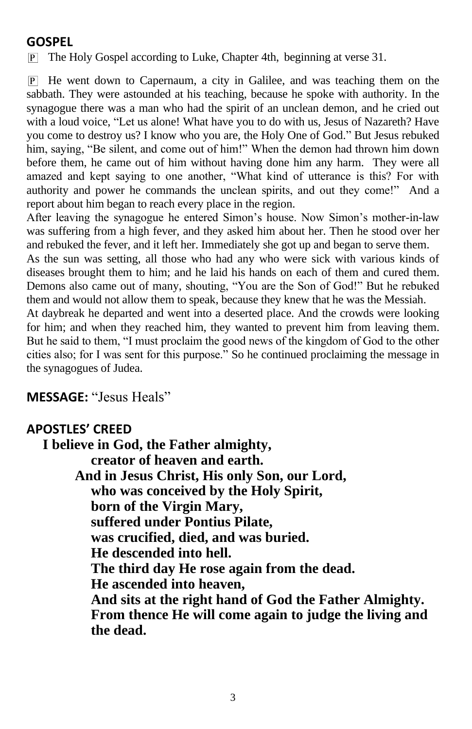## GOSPEL

P The Holy Gospel according to Luke, Chapter 4th, beginning at verse 31.

P He went down to Capernaum, a city in Galilee, and was teaching them on the sabbath. They were astounded at his teaching, because he spoke with authority. In the synagogue there was a man who had the spirit of an unclean demon, and he cried out with a loud voice, "Let us alone! What have you to do with us, Jesus of Nazareth? Have you come to destroy us? I know who you are, the Holy One of God." But Jesus rebuked him, saying, "Be silent, and come out of him!" When the demon had thrown him down before them, he came out of him without having done him any harm. They were all amazed and kept saying to one another, "What kind of utterance is this? For with authority and power he commands the unclean spirits, and out they come!" And a report about him began to reach every place in the region.

After leaving the synagogue he entered Simon's house. Now Simon's mother-in-law was suffering from a high fever, and they asked him about her. Then he stood over her and rebuked the fever, and it left her. Immediately she got up and began to serve them.

As the sun was setting, all those who had any who were sick with various kinds of diseases brought them to him; and he laid his hands on each of them and cured them. Demons also came out of many, shouting, "You are the Son of God!" But he rebuked them and would not allow them to speak, because they knew that he was the Messiah.

At daybreak he departed and went into a deserted place. And the crowds were looking for him; and when they reached him, they wanted to prevent him from leaving them. But he said to them, "I must proclaim the good news of the kingdom of God to the other cities also; for I was sent for this purpose." So he continued proclaiming the message in the synagogues of Judea.

## MESSAGE: "Jesus Heals"

## APOSTLES' CREED

**I believe in God, the Father almighty,**
**creator of heaven and earth.**
**And in Jesus Christ, His only Son, our Lord,**
**who was conceived by the Holy Spirit,**
**born of the Virgin Mary,**
**suffered under Pontius Pilate,**
**was crucified, died, and was buried.**
**He descended into hell.**
**The third day He rose again from the dead.**
**He ascended into heaven,**
**And sits at the right hand of God the Father Almighty.**
**From thence He will come again to judge the living and the dead.**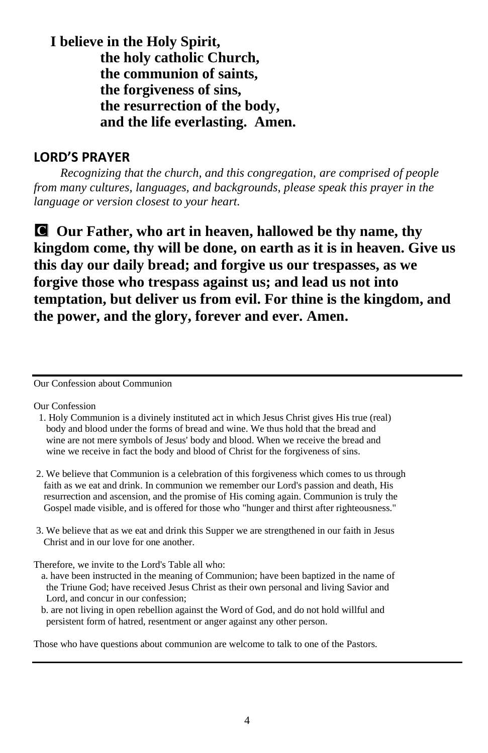**I believe in the Holy Spirit,**
**the holy catholic Church,**
**the communion of saints,**
**the forgiveness of sins,**
**the resurrection of the body,**
**and the life everlasting. Amen.**

## LORD'S PRAYER

*Recognizing that the church, and this congregation, are comprised of people from many cultures, languages, and backgrounds, please speak this prayer in the language or version closest to your heart.*

**C Our Father, who art in heaven, hallowed be thy name, thy kingdom come, thy will be done, on earth as it is in heaven. Give us this day our daily bread; and forgive us our trespasses, as we forgive those who trespass against us; and lead us not into temptation, but deliver us from evil. For thine is the kingdom, and the power, and the glory, forever and ever. Amen.**

---

Our Confession about Communion

Our Confession

1. Holy Communion is a divinely instituted act in which Jesus Christ gives His true (real) body and blood under the forms of bread and wine. We thus hold that the bread and wine are not mere symbols of Jesus' body and blood. When we receive the bread and wine we receive in fact the body and blood of Christ for the forgiveness of sins.

2. We believe that Communion is a celebration of this forgiveness which comes to us through faith as we eat and drink. In communion we remember our Lord's passion and death, His resurrection and ascension, and the promise of His coming again. Communion is truly the Gospel made visible, and is offered for those who "hunger and thirst after righteousness."

3. We believe that as we eat and drink this Supper we are strengthened in our faith in Jesus Christ and in our love for one another.

Therefore, we invite to the Lord's Table all who:

a. have been instructed in the meaning of Communion; have been baptized in the name of the Triune God; have received Jesus Christ as their own personal and living Savior and Lord, and concur in our confession;

b. are not living in open rebellion against the Word of God, and do not hold willful and persistent form of hatred, resentment or anger against any other person.

Those who have questions about communion are welcome to talk to one of the Pastors.

---